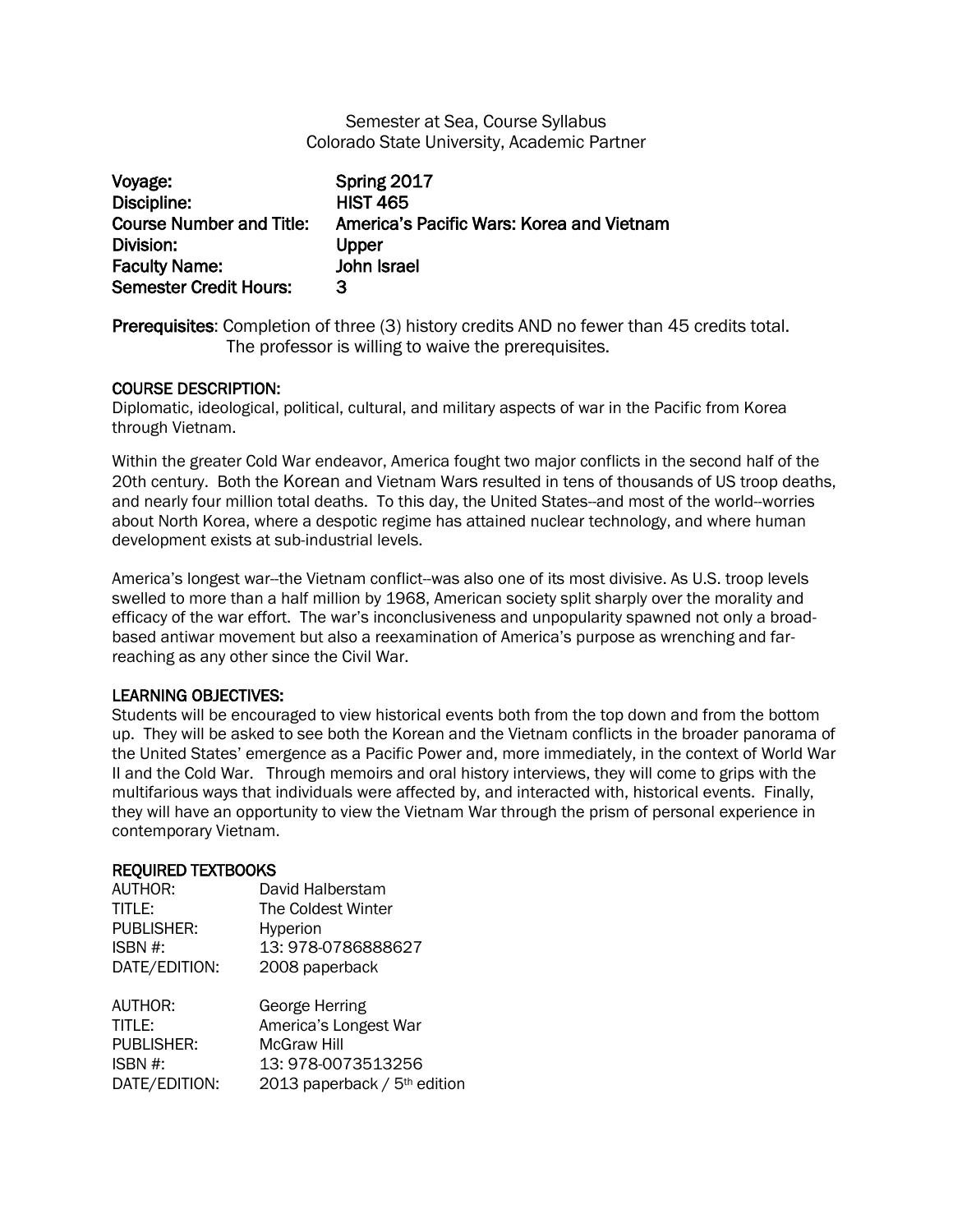Semester at Sea, Course Syllabus
Colorado State University, Academic Partner

| | |
|---|---|
| **Voyage:** | **Spring 2017** |
| **Discipline:** | **HIST 465** |
| **Course Number and Title:** | **America's Pacific Wars: Korea and Vietnam** |
| **Division:** | **Upper** |
| **Faculty Name:** | **John Israel** |
| **Semester Credit Hours:** | **3** |

**Prerequisites**: Completion of three (3) history credits AND no fewer than 45 credits total. The professor is willing to waive the prerequisites.

## COURSE DESCRIPTION:

Diplomatic, ideological, political, cultural, and military aspects of war in the Pacific from Korea through Vietnam.

Within the greater Cold War endeavor, America fought two major conflicts in the second half of the 20th century. Both the Korean and Vietnam Wars resulted in tens of thousands of US troop deaths, and nearly four million total deaths. To this day, the United States--and most of the world--worries about North Korea, where a despotic regime has attained nuclear technology, and where human development exists at sub-industrial levels.

America's longest war--the Vietnam conflict--was also one of its most divisive. As U.S. troop levels swelled to more than a half million by 1968, American society split sharply over the morality and efficacy of the war effort. The war's inconclusiveness and unpopularity spawned not only a broad-based antiwar movement but also a reexamination of America's purpose as wrenching and far-reaching as any other since the Civil War.

## LEARNING OBJECTIVES:

Students will be encouraged to view historical events both from the top down and from the bottom up. They will be asked to see both the Korean and the Vietnam conflicts in the broader panorama of the United States' emergence as a Pacific Power and, more immediately, in the context of World War II and the Cold War. Through memoirs and oral history interviews, they will come to grips with the multifarious ways that individuals were affected by, and interacted with, historical events. Finally, they will have an opportunity to view the Vietnam War through the prism of personal experience in contemporary Vietnam.

## REQUIRED TEXTBOOKS

| | |
|---|---|
| AUTHOR: | David Halberstam |
| TITLE: | The Coldest Winter |
| PUBLISHER: | Hyperion |
| ISBN #: | 13: 978-0786888627 |
| DATE/EDITION: | 2008 paperback |

| | |
|---|---|
| AUTHOR: | George Herring |
| TITLE: | America's Longest War |
| PUBLISHER: | McGraw Hill |
| ISBN #: | 13: 978-0073513256 |
| DATE/EDITION: | 2013 paperback / 5th edition |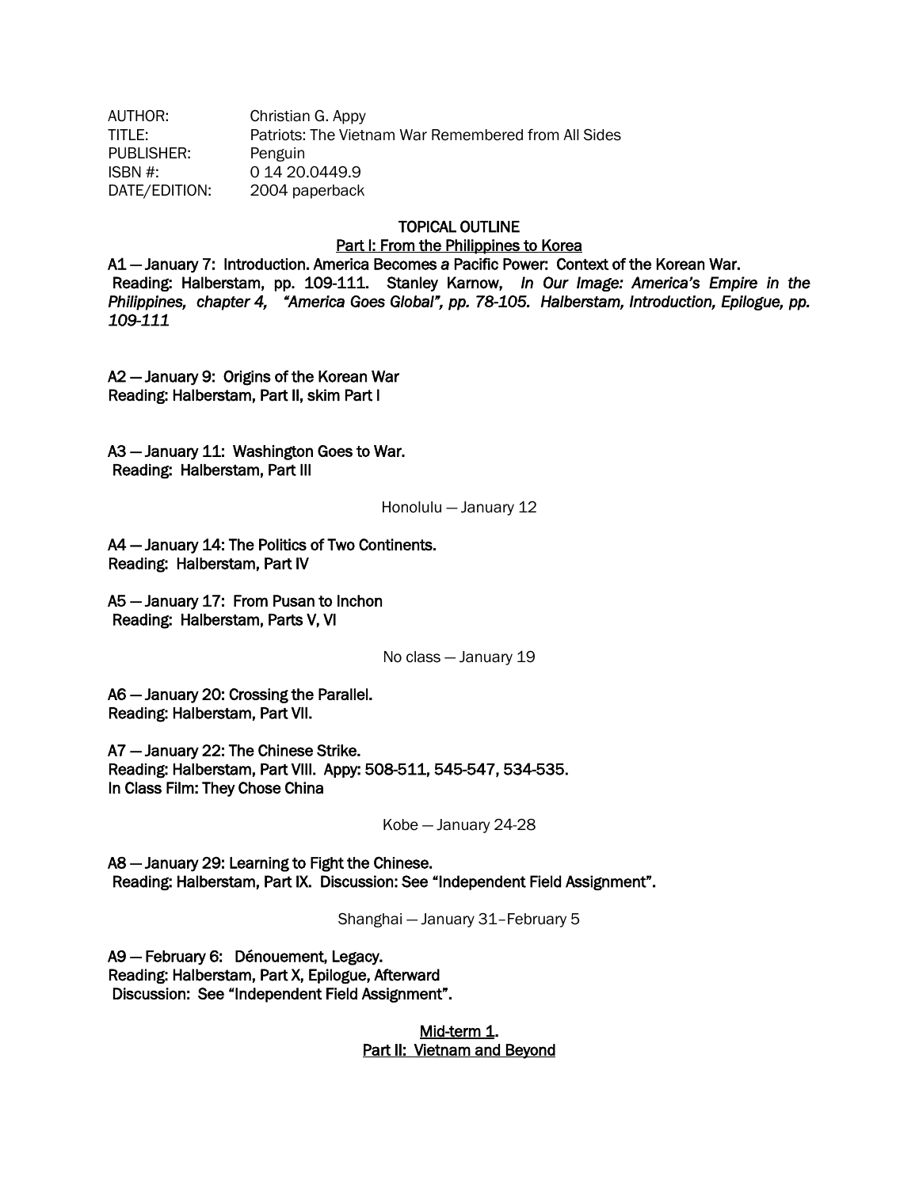AUTHOR: Christian G. Appy
TITLE: Patriots: The Vietnam War Remembered from All Sides
PUBLISHER: Penguin
ISBN #: 0 14 20.0449.9
DATE/EDITION: 2004 paperback

**TOPICAL OUTLINE**

**Part I: From the Philippines to Korea**

**A1 — January 7: Introduction. America Becomes a Pacific Power: Context of the Korean War.**
**Reading: Halberstam, pp. 109-111. Stanley Karnow,** ***In Our Image: America's Empire in the Philippines, chapter 4, "America Goes Global", pp. 78-105. Halberstam, Introduction, Epilogue, pp. 109-111***

**A2 — January 9: Origins of the Korean War**
**Reading: Halberstam, Part II, skim Part I**

**A3 — January 11: Washington Goes to War.**
**Reading: Halberstam, Part III**

Honolulu — January 12

**A4 — January 14: The Politics of Two Continents.**
**Reading: Halberstam, Part IV**

**A5 — January 17: From Pusan to Inchon**
**Reading: Halberstam, Parts V, VI**

No class — January 19

**A6 — January 20: Crossing the Parallel.**
**Reading: Halberstam, Part VII.**

**A7 — January 22: The Chinese Strike.**
**Reading: Halberstam, Part VIII. Appy: 508-511, 545-547, 534-535.**
**In Class Film: They Chose China**

Kobe — January 24-28

**A8 — January 29: Learning to Fight the Chinese.**
**Reading: Halberstam, Part IX. Discussion: See "Independent Field Assignment".**

Shanghai — January 31–February 5

**A9 — February 6: Dénouement, Legacy.**
**Reading: Halberstam, Part X, Epilogue, Afterward**
**Discussion: See "Independent Field Assignment".**

**Mid-term 1.**

**Part II: Vietnam and Beyond**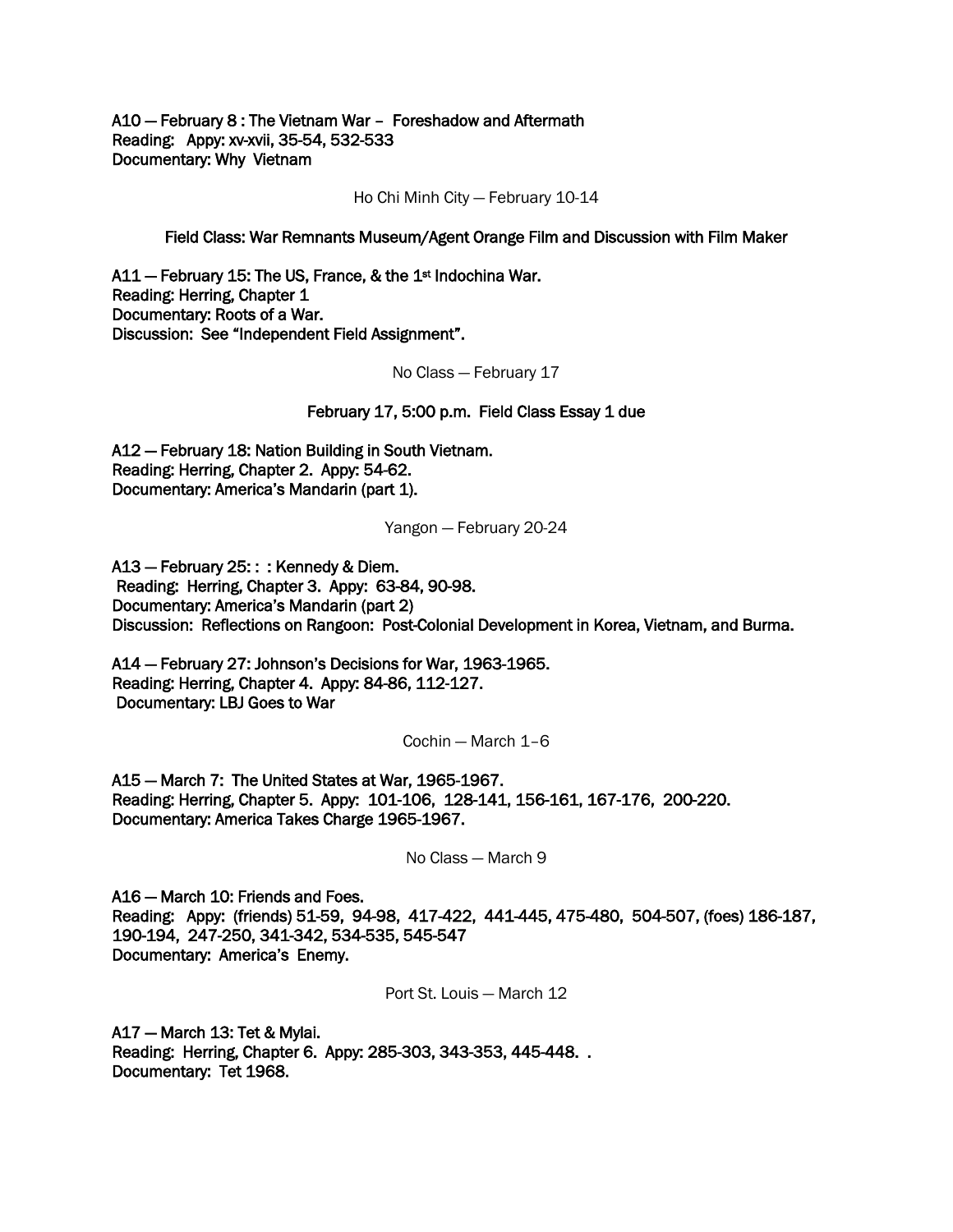**A10 — February 8 : The Vietnam War – Foreshadow and Aftermath**
**Reading: Appy: xv-xvii, 35-54, 532-533**
**Documentary: Why Vietnam**

Ho Chi Minh City — February 10-14

**Field Class: War Remnants Museum/Agent Orange Film and Discussion with Film Maker**

**A11 — February 15: The US, France, & the 1st Indochina War.**
**Reading: Herring, Chapter 1**
**Documentary: Roots of a War.**
**Discussion: See "Independent Field Assignment".**

No Class — February 17

**February 17, 5:00 p.m. Field Class Essay 1 due**

**A12 — February 18: Nation Building in South Vietnam.**
**Reading: Herring, Chapter 2. Appy: 54-62.**
**Documentary: America's Mandarin (part 1).**

Yangon — February 20-24

**A13 — February 25: : : Kennedy & Diem.**
**Reading: Herring, Chapter 3. Appy: 63-84, 90-98.**
**Documentary: America's Mandarin (part 2)**
**Discussion: Reflections on Rangoon: Post-Colonial Development in Korea, Vietnam, and Burma.**

**A14 — February 27: Johnson's Decisions for War, 1963-1965.**
**Reading: Herring, Chapter 4. Appy: 84-86, 112-127.**
**Documentary: LBJ Goes to War**

Cochin — March 1–6

**A15 — March 7: The United States at War, 1965-1967.**
**Reading: Herring, Chapter 5. Appy: 101-106, 128-141, 156-161, 167-176, 200-220.**
**Documentary: America Takes Charge 1965-1967.**

No Class — March 9

**A16 — March 10: Friends and Foes.**
**Reading: Appy: (friends) 51-59, 94-98, 417-422, 441-445, 475-480, 504-507, (foes) 186-187, 190-194, 247-250, 341-342, 534-535, 545-547**
**Documentary: America's Enemy.**

Port St. Louis — March 12

**A17 — March 13: Tet & Mylai.**
**Reading: Herring, Chapter 6. Appy: 285-303, 343-353, 445-448. .**
**Documentary: Tet 1968.**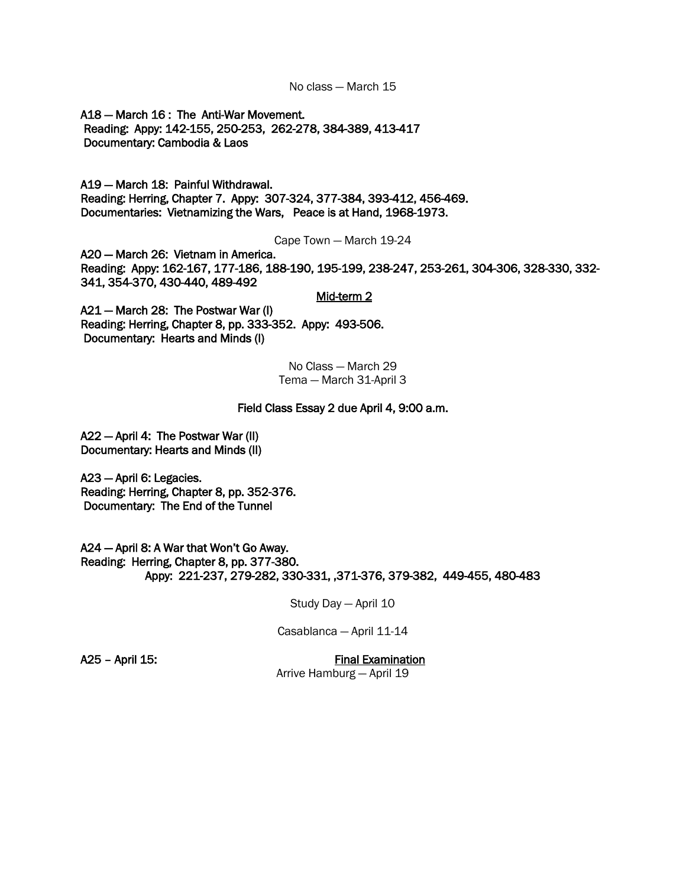No class — March 15

**A18 — March 16 : The Anti-War Movement.**
**Reading: Appy: 142-155, 250-253, 262-278, 384-389, 413-417**
**Documentary: Cambodia & Laos**

**A19 — March 18: Painful Withdrawal.**
**Reading: Herring, Chapter 7. Appy: 307-324, 377-384, 393-412, 456-469.**
**Documentaries: Vietnamizing the Wars, Peace is at Hand, 1968-1973.**

Cape Town — March 19-24

**A20 — March 26: Vietnam in America.**
**Reading: Appy: 162-167, 177-186, 188-190, 195-199, 238-247, 253-261, 304-306, 328-330, 332-341, 354-370, 430-440, 489-492**

**<u>Mid-term 2</u>**

**A21 — March 28: The Postwar War (I)**
**Reading: Herring, Chapter 8, pp. 333-352. Appy: 493-506.**
**Documentary: Hearts and Minds (I)**

No Class — March 29
Tema — March 31-April 3

**Field Class Essay 2 due April 4, 9:00 a.m.**

**A22 — April 4: The Postwar War (II)**
**Documentary: Hearts and Minds (II)**

**A23 — April 6: Legacies.**
**Reading: Herring, Chapter 8, pp. 352-376.**
**Documentary: The End of the Tunnel**

**A24 — April 8: A War that Won't Go Away.**
**Reading: Herring, Chapter 8, pp. 377-380.**
**Appy: 221-237, 279-282, 330-331, ,371-376, 379-382, 449-455, 480-483**

Study Day — April 10

Casablanca — April 11-14

**A25 – April 15:** **<u>Final Examination</u>**

Arrive Hamburg — April 19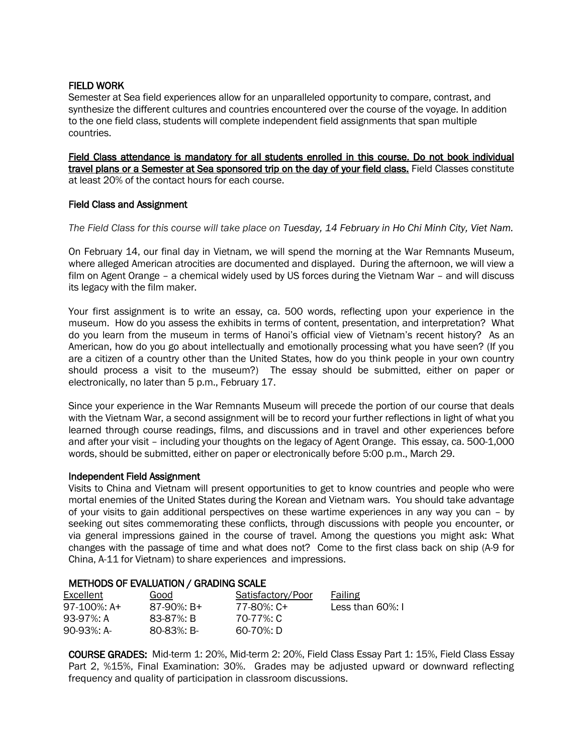## FIELD WORK

Semester at Sea field experiences allow for an unparalleled opportunity to compare, contrast, and synthesize the different cultures and countries encountered over the course of the voyage. In addition to the one field class, students will complete independent field assignments that span multiple countries.

<u>Field Class attendance is mandatory for all students enrolled in this course. Do not book individual travel plans or a Semester at Sea sponsored trip on the day of your field class.</u> Field Classes constitute at least 20% of the contact hours for each course.

### Field Class and Assignment

*The Field Class for this course will take place on Tuesday, 14 February in Ho Chi Minh City, Viet Nam.*

On February 14, our final day in Vietnam, we will spend the morning at the War Remnants Museum, where alleged American atrocities are documented and displayed. During the afternoon, we will view a film on Agent Orange – a chemical widely used by US forces during the Vietnam War – and will discuss its legacy with the film maker.

Your first assignment is to write an essay, ca. 500 words, reflecting upon your experience in the museum. How do you assess the exhibits in terms of content, presentation, and interpretation? What do you learn from the museum in terms of Hanoi's official view of Vietnam's recent history? As an American, how do you go about intellectually and emotionally processing what you have seen? (If you are a citizen of a country other than the United States, how do you think people in your own country should process a visit to the museum?) The essay should be submitted, either on paper or electronically, no later than 5 p.m., February 17.

Since your experience in the War Remnants Museum will precede the portion of our course that deals with the Vietnam War, a second assignment will be to record your further reflections in light of what you learned through course readings, films, and discussions and in travel and other experiences before and after your visit – including your thoughts on the legacy of Agent Orange. This essay, ca. 500-1,000 words, should be submitted, either on paper or electronically before 5:00 p.m., March 29.

### Independent Field Assignment

Visits to China and Vietnam will present opportunities to get to know countries and people who were mortal enemies of the United States during the Korean and Vietnam wars. You should take advantage of your visits to gain additional perspectives on these wartime experiences in any way you can – by seeking out sites commemorating these conflicts, through discussions with people you encounter, or via general impressions gained in the course of travel. Among the questions you might ask: What changes with the passage of time and what does not? Come to the first class back on ship (A-9 for China, A-11 for Vietnam) to share experiences and impressions.

## METHODS OF EVALUATION / GRADING SCALE

| Excellent | Good | Satisfactory/Poor | Failing |
|---|---|---|---|
| 97-100%: A+ | 87-90%: B+ | 77-80%: C+ | Less than 60%: I |
| 93-97%: A | 83-87%: B | 70-77%: C | |
| 90-93%: A- | 80-83%: B- | 60-70%: D | |

**COURSE GRADES:** Mid-term 1: 20%, Mid-term 2: 20%, Field Class Essay Part 1: 15%, Field Class Essay Part 2, %15%, Final Examination: 30%. Grades may be adjusted upward or downward reflecting frequency and quality of participation in classroom discussions.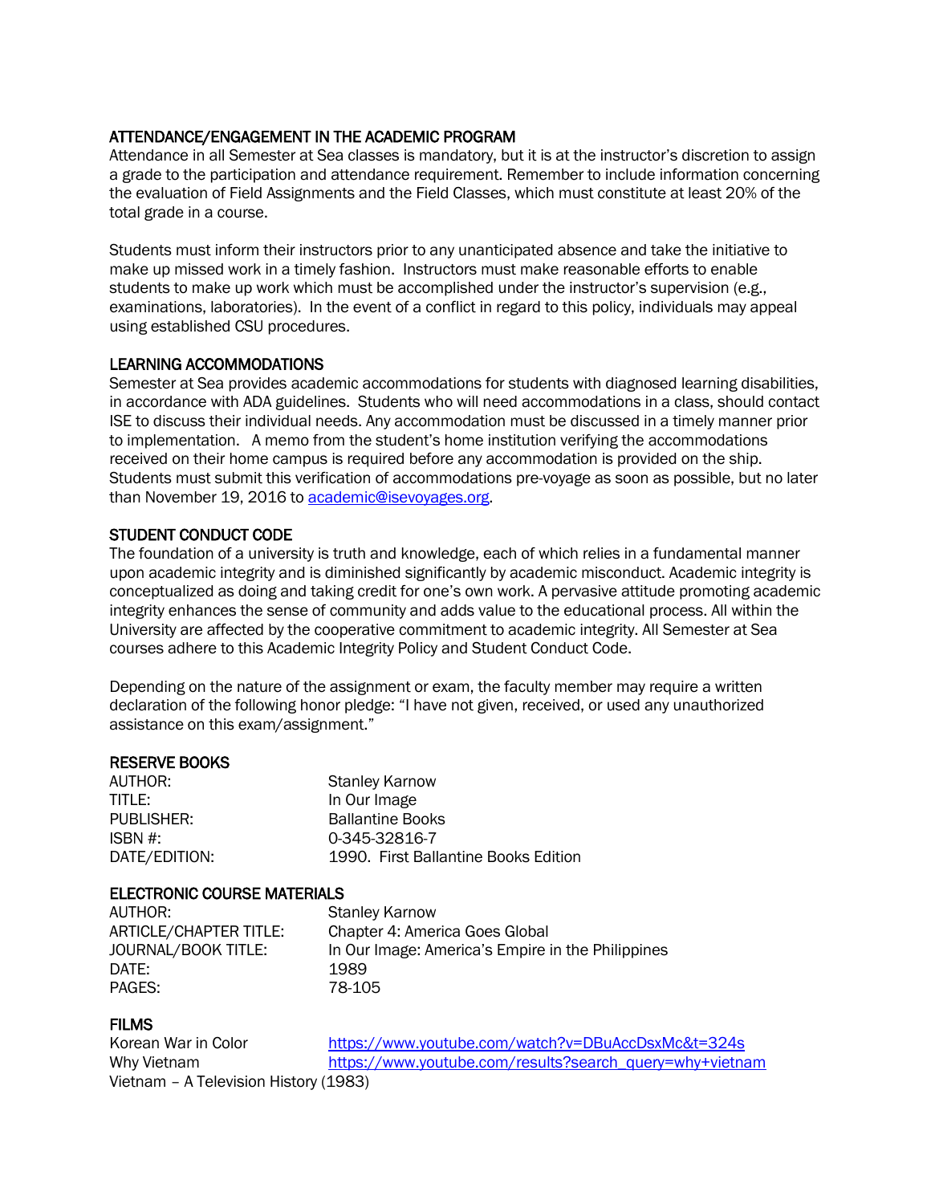## ATTENDANCE/ENGAGEMENT IN THE ACADEMIC PROGRAM

Attendance in all Semester at Sea classes is mandatory, but it is at the instructor's discretion to assign a grade to the participation and attendance requirement. Remember to include information concerning the evaluation of Field Assignments and the Field Classes, which must constitute at least 20% of the total grade in a course.

Students must inform their instructors prior to any unanticipated absence and take the initiative to make up missed work in a timely fashion. Instructors must make reasonable efforts to enable students to make up work which must be accomplished under the instructor's supervision (e.g., examinations, laboratories). In the event of a conflict in regard to this policy, individuals may appeal using established CSU procedures.

## LEARNING ACCOMMODATIONS

Semester at Sea provides academic accommodations for students with diagnosed learning disabilities, in accordance with ADA guidelines. Students who will need accommodations in a class, should contact ISE to discuss their individual needs. Any accommodation must be discussed in a timely manner prior to implementation. A memo from the student's home institution verifying the accommodations received on their home campus is required before any accommodation is provided on the ship. Students must submit this verification of accommodations pre-voyage as soon as possible, but no later than November 19, 2016 to academic@isevoyages.org.

## STUDENT CONDUCT CODE

The foundation of a university is truth and knowledge, each of which relies in a fundamental manner upon academic integrity and is diminished significantly by academic misconduct. Academic integrity is conceptualized as doing and taking credit for one's own work. A pervasive attitude promoting academic integrity enhances the sense of community and adds value to the educational process. All within the University are affected by the cooperative commitment to academic integrity. All Semester at Sea courses adhere to this Academic Integrity Policy and Student Conduct Code.

Depending on the nature of the assignment or exam, the faculty member may require a written declaration of the following honor pledge: "I have not given, received, or used any unauthorized assistance on this exam/assignment."

## RESERVE BOOKS

AUTHOR: Stanley Karnow
TITLE: In Our Image
PUBLISHER: Ballantine Books
ISBN #: 0-345-32816-7
DATE/EDITION: 1990. First Ballantine Books Edition

## ELECTRONIC COURSE MATERIALS

AUTHOR: Stanley Karnow
ARTICLE/CHAPTER TITLE: Chapter 4: America Goes Global
JOURNAL/BOOK TITLE: In Our Image: America's Empire in the Philippines
DATE: 1989
PAGES: 78-105

## FILMS

Korean War in Color https://www.youtube.com/watch?v=DBuAccDsxMc&t=324s
Why Vietnam https://www.youtube.com/results?search_query=why+vietnam
Vietnam – A Television History (1983)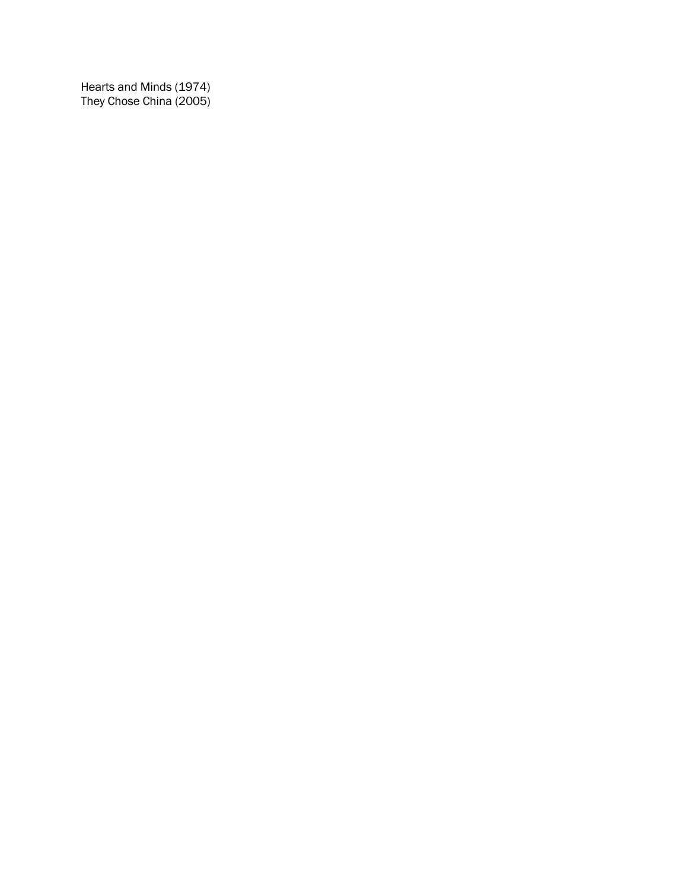Hearts and Minds (1974)
They Chose China (2005)